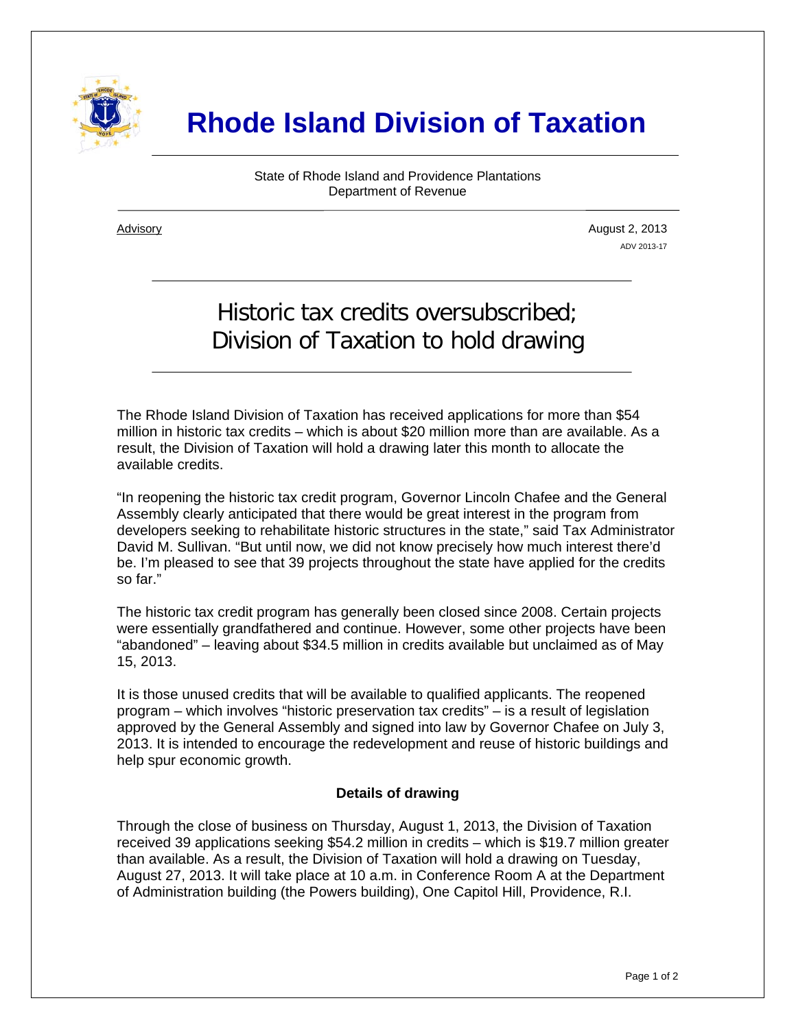# Rhode Island Division of Taxation

State of Rhode Island and Providence Plantations
Department of Revenue

Advisory

August 2, 2013
ADV 2013-17

## Historic tax credits oversubscribed; Division of Taxation to hold drawing

The Rhode Island Division of Taxation has received applications for more than $54 million in historic tax credits – which is about $20 million more than are available. As a result, the Division of Taxation will hold a drawing later this month to allocate the available credits.

"In reopening the historic tax credit program, Governor Lincoln Chafee and the General Assembly clearly anticipated that there would be great interest in the program from developers seeking to rehabilitate historic structures in the state," said Tax Administrator David M. Sullivan. "But until now, we did not know precisely how much interest there'd be. I'm pleased to see that 39 projects throughout the state have applied for the credits so far."

The historic tax credit program has generally been closed since 2008. Certain projects were essentially grandfathered and continue. However, some other projects have been "abandoned" – leaving about $34.5 million in credits available but unclaimed as of May 15, 2013.

It is those unused credits that will be available to qualified applicants. The reopened program – which involves "historic preservation tax credits" – is a result of legislation approved by the General Assembly and signed into law by Governor Chafee on July 3, 2013. It is intended to encourage the redevelopment and reuse of historic buildings and help spur economic growth.

### Details of drawing

Through the close of business on Thursday, August 1, 2013, the Division of Taxation received 39 applications seeking $54.2 million in credits – which is $19.7 million greater than available. As a result, the Division of Taxation will hold a drawing on Tuesday, August 27, 2013. It will take place at 10 a.m. in Conference Room A at the Department of Administration building (the Powers building), One Capitol Hill, Providence, R.I.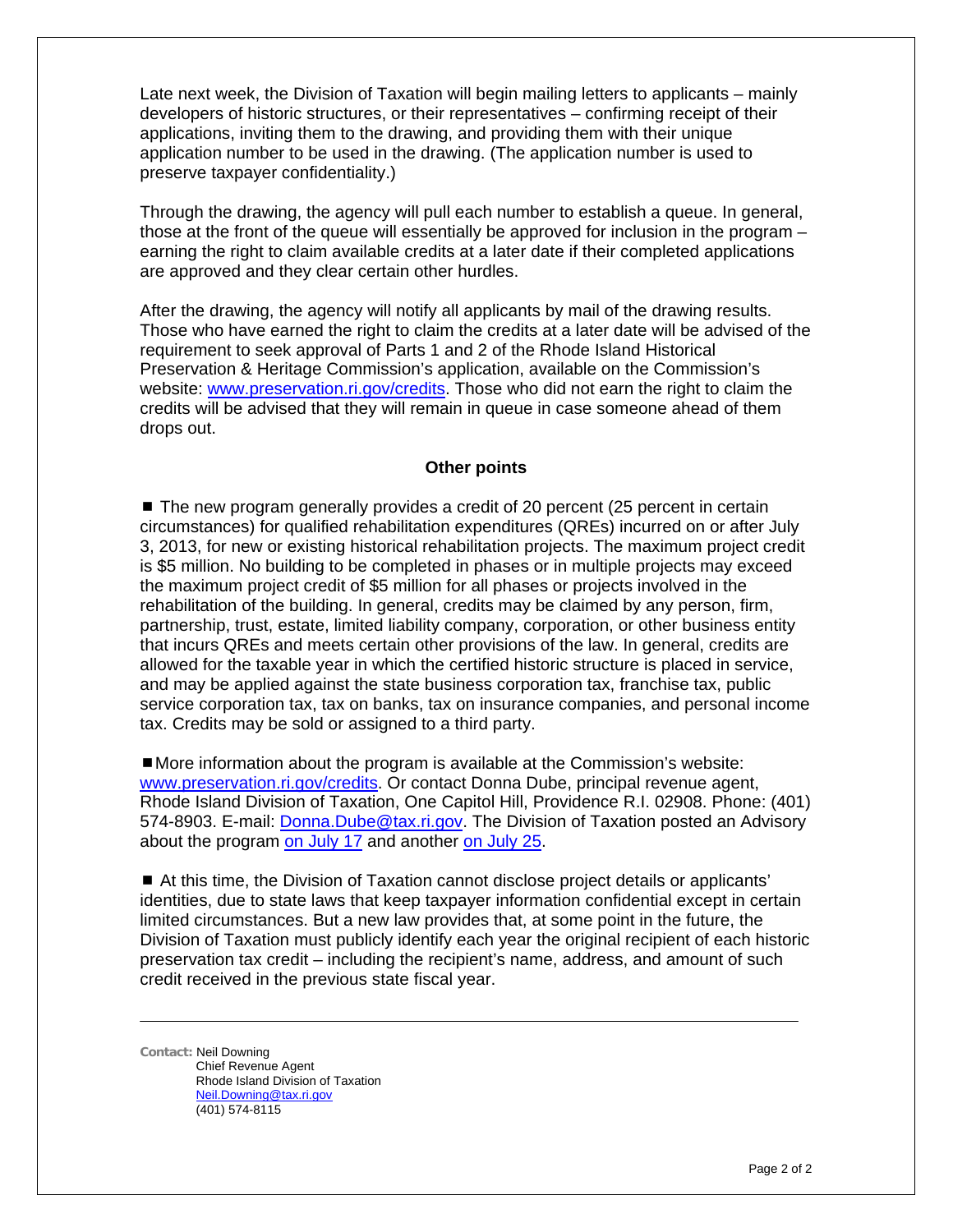Late next week, the Division of Taxation will begin mailing letters to applicants – mainly developers of historic structures, or their representatives – confirming receipt of their applications, inviting them to the drawing, and providing them with their unique application number to be used in the drawing. (The application number is used to preserve taxpayer confidentiality.)

Through the drawing, the agency will pull each number to establish a queue. In general, those at the front of the queue will essentially be approved for inclusion in the program – earning the right to claim available credits at a later date if their completed applications are approved and they clear certain other hurdles.

After the drawing, the agency will notify all applicants by mail of the drawing results. Those who have earned the right to claim the credits at a later date will be advised of the requirement to seek approval of Parts 1 and 2 of the Rhode Island Historical Preservation & Heritage Commission's application, available on the Commission's website: [www.preservation.ri.gov/credits](http://www.preservation.ri.gov/credits). Those who did not earn the right to claim the credits will be advised that they will remain in queue in case someone ahead of them drops out.

**Other points**

■ The new program generally provides a credit of 20 percent (25 percent in certain circumstances) for qualified rehabilitation expenditures (QREs) incurred on or after July 3, 2013, for new or existing historical rehabilitation projects. The maximum project credit is $5 million. No building to be completed in phases or in multiple projects may exceed the maximum project credit of $5 million for all phases or projects involved in the rehabilitation of the building. In general, credits may be claimed by any person, firm, partnership, trust, estate, limited liability company, corporation, or other business entity that incurs QREs and meets certain other provisions of the law. In general, credits are allowed for the taxable year in which the certified historic structure is placed in service, and may be applied against the state business corporation tax, franchise tax, public service corporation tax, tax on banks, tax on insurance companies, and personal income tax. Credits may be sold or assigned to a third party.

■ More information about the program is available at the Commission's website: [www.preservation.ri.gov/credits](http://www.preservation.ri.gov/credits). Or contact Donna Dube, principal revenue agent, Rhode Island Division of Taxation, One Capitol Hill, Providence R.I. 02908. Phone: (401) 574-8903. E-mail: [Donna.Dube@tax.ri.gov](mailto:Donna.Dube@tax.ri.gov). The Division of Taxation posted an Advisory about the program on July 17 and another on July 25.

■ At this time, the Division of Taxation cannot disclose project details or applicants' identities, due to state laws that keep taxpayer information confidential except in certain limited circumstances. But a new law provides that, at some point in the future, the Division of Taxation must publicly identify each year the original recipient of each historic preservation tax credit – including the recipient's name, address, and amount of such credit received in the previous state fiscal year.

---

**Contact:** Neil Downing
Chief Revenue Agent
Rhode Island Division of Taxation
[Neil.Downing@tax.ri.gov](mailto:Neil.Downing@tax.ri.gov)
(401) 574-8115